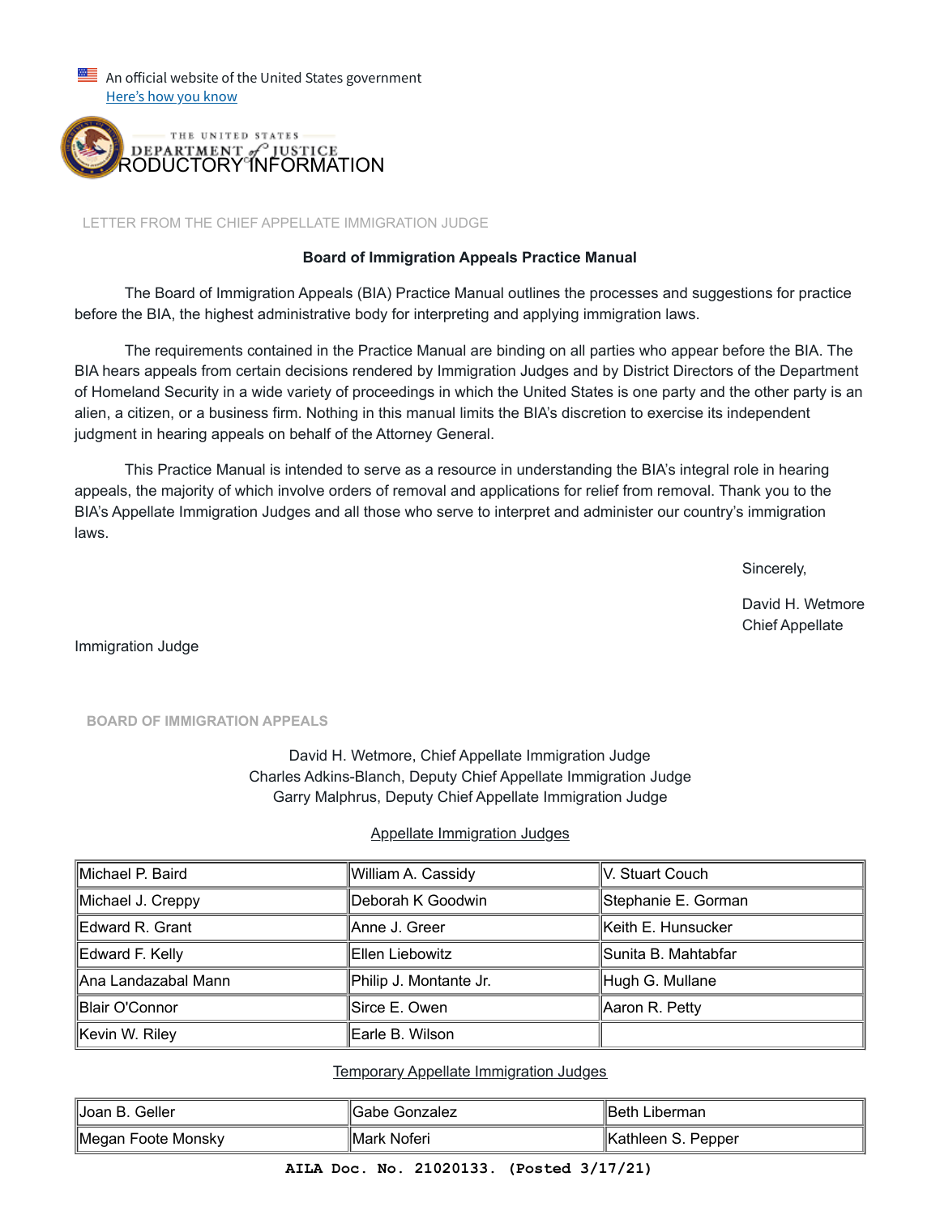An official website of the United States government
Here's how you know

THE UNITED STATES DEPARTMENT of JUSTICE

# INTRODUCTORY INFORMATION

LETTER FROM THE CHIEF APPELLATE IMMIGRATION JUDGE

**Board of Immigration Appeals Practice Manual**

The Board of Immigration Appeals (BIA) Practice Manual outlines the processes and suggestions for practice before the BIA, the highest administrative body for interpreting and applying immigration laws.

The requirements contained in the Practice Manual are binding on all parties who appear before the BIA. The BIA hears appeals from certain decisions rendered by Immigration Judges and by District Directors of the Department of Homeland Security in a wide variety of proceedings in which the United States is one party and the other party is an alien, a citizen, or a business firm. Nothing in this manual limits the BIA's discretion to exercise its independent judgment in hearing appeals on behalf of the Attorney General.

This Practice Manual is intended to serve as a resource in understanding the BIA's integral role in hearing appeals, the majority of which involve orders of removal and applications for relief from removal. Thank you to the BIA's Appellate Immigration Judges and all those who serve to interpret and administer our country's immigration laws.

Sincerely,

David H. Wetmore
Chief Appellate Immigration Judge

BOARD OF IMMIGRATION APPEALS

David H. Wetmore, Chief Appellate Immigration Judge
Charles Adkins-Blanch, Deputy Chief Appellate Immigration Judge
Garry Malphrus, Deputy Chief Appellate Immigration Judge

Appellate Immigration Judges

| | | |
|---|---|---|
| Michael P. Baird | William A. Cassidy | V. Stuart Couch |
| Michael J. Creppy | Deborah K Goodwin | Stephanie E. Gorman |
| Edward R. Grant | Anne J. Greer | Keith E. Hunsucker |
| Edward F. Kelly | Ellen Liebowitz | Sunita B. Mahtabfar |
| Ana Landazabal Mann | Philip J. Montante Jr. | Hugh G. Mullane |
| Blair O'Connor | Sirce E. Owen | Aaron R. Petty |
| Kevin W. Riley | Earle B. Wilson | |

Temporary Appellate Immigration Judges

| | | |
|---|---|---|
| Joan B. Geller | Gabe Gonzalez | Beth Liberman |
| Megan Foote Monsky | Mark Noferi | Kathleen S. Pepper |

AILA Doc. No. 21020133. (Posted 3/17/21)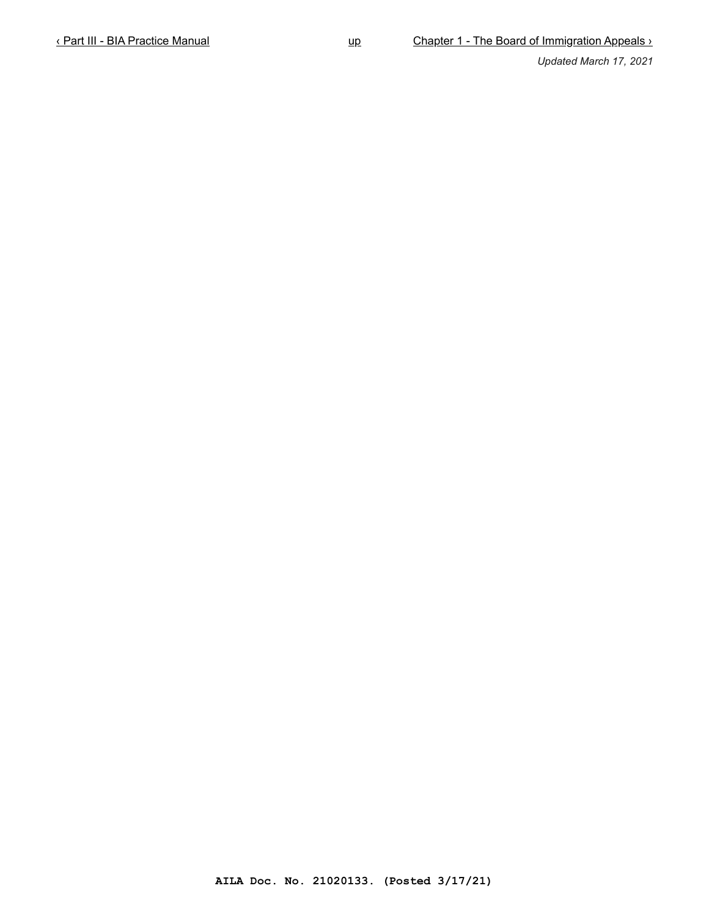‹ Part III - BIA Practice Manual | up | Chapter 1 - The Board of Immigration Appeals ›

*Updated March 17, 2021*